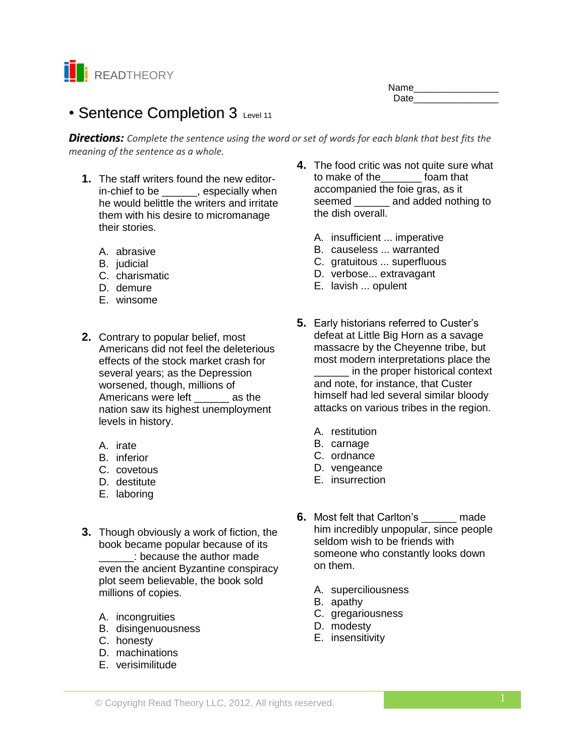READTHEORY

Name________________
Date________________

# • Sentence Completion 3 Level 11

***Directions:*** *Complete the sentence using the word or set of words for each blank that best fits the meaning of the sentence as a whole.*

**1.** The staff writers found the new editor-in-chief to be ______, especially when he would belittle the writers and irritate them with his desire to micromanage their stories.

A. abrasive
B. judicial
C. charismatic
D. demure
E. winsome

**2.** Contrary to popular belief, most Americans did not feel the deleterious effects of the stock market crash for several years; as the Depression worsened, though, millions of Americans were left ______ as the nation saw its highest unemployment levels in history.

A. irate
B. inferior
C. covetous
D. destitute
E. laboring

**3.** Though obviously a work of fiction, the book became popular because of its ______: because the author made even the ancient Byzantine conspiracy plot seem believable, the book sold millions of copies.

A. incongruities
B. disingenuousness
C. honesty
D. machinations
E. verisimilitude

**4.** The food critic was not quite sure what to make of the_______ foam that accompanied the foie gras, as it seemed ______ and added nothing to the dish overall.

A. insufficient ... imperative
B. causeless ... warranted
C. gratuitous ... superfluous
D. verbose... extravagant
E. lavish ... opulent

**5.** Early historians referred to Custer's defeat at Little Big Horn as a savage massacre by the Cheyenne tribe, but most modern interpretations place the ______ in the proper historical context and note, for instance, that Custer himself had led several similar bloody attacks on various tribes in the region.

A. restitution
B. carnage
C. ordnance
D. vengeance
E. insurrection

**6.** Most felt that Carlton's ______ made him incredibly unpopular, since people seldom wish to be friends with someone who constantly looks down on them.

A. superciliousness
B. apathy
C. gregariousness
D. modesty
E. insensitivity

© Copyright Read Theory LLC, 2012. All rights reserved.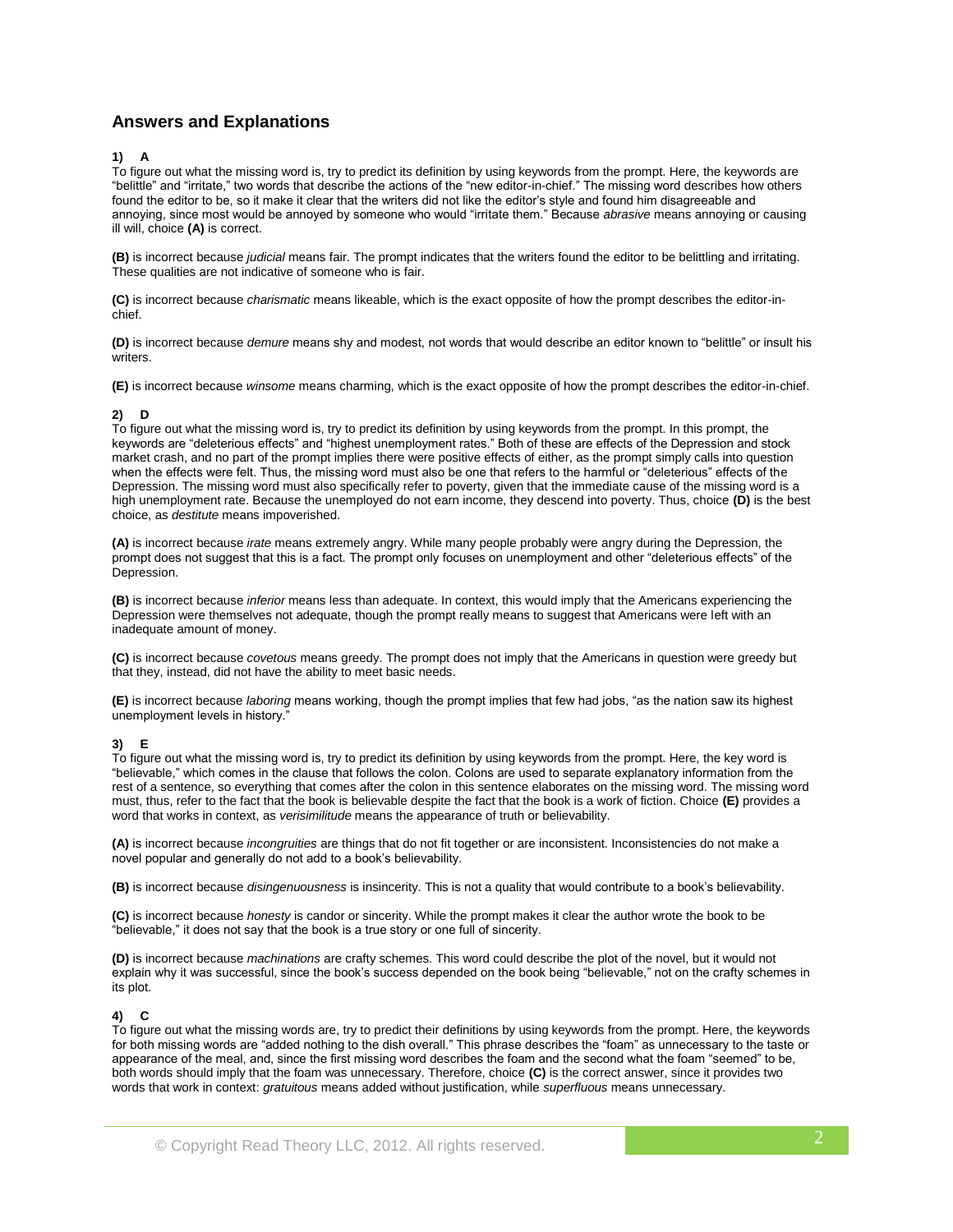## Answers and Explanations

**1) A**

To figure out what the missing word is, try to predict its definition by using keywords from the prompt. Here, the keywords are "belittle" and "irritate," two words that describe the actions of the "new editor-in-chief." The missing word describes how others found the editor to be, so it make it clear that the writers did not like the editor's style and found him disagreeable and annoying, since most would be annoyed by someone who would "irritate them." Because *abrasive* means annoying or causing ill will, choice **(A)** is correct.

**(B)** is incorrect because *judicial* means fair. The prompt indicates that the writers found the editor to be belittling and irritating. These qualities are not indicative of someone who is fair.

**(C)** is incorrect because *charismatic* means likeable, which is the exact opposite of how the prompt describes the editor-in-chief.

**(D)** is incorrect because *demure* means shy and modest, not words that would describe an editor known to "belittle" or insult his writers.

**(E)** is incorrect because *winsome* means charming, which is the exact opposite of how the prompt describes the editor-in-chief.

**2) D**

To figure out what the missing word is, try to predict its definition by using keywords from the prompt. In this prompt, the keywords are "deleterious effects" and "highest unemployment rates." Both of these are effects of the Depression and stock market crash, and no part of the prompt implies there were positive effects of either, as the prompt simply calls into question when the effects were felt. Thus, the missing word must also be one that refers to the harmful or "deleterious" effects of the Depression. The missing word must also specifically refer to poverty, given that the immediate cause of the missing word is a high unemployment rate. Because the unemployed do not earn income, they descend into poverty. Thus, choice **(D)** is the best choice, as *destitute* means impoverished.

**(A)** is incorrect because *irate* means extremely angry. While many people probably were angry during the Depression, the prompt does not suggest that this is a fact. The prompt only focuses on unemployment and other "deleterious effects" of the Depression.

**(B)** is incorrect because *inferior* means less than adequate. In context, this would imply that the Americans experiencing the Depression were themselves not adequate, though the prompt really means to suggest that Americans were left with an inadequate amount of money.

**(C)** is incorrect because *covetous* means greedy. The prompt does not imply that the Americans in question were greedy but that they, instead, did not have the ability to meet basic needs.

**(E)** is incorrect because *laboring* means working, though the prompt implies that few had jobs, "as the nation saw its highest unemployment levels in history."

**3) E**

To figure out what the missing word is, try to predict its definition by using keywords from the prompt. Here, the key word is "believable," which comes in the clause that follows the colon. Colons are used to separate explanatory information from the rest of a sentence, so everything that comes after the colon in this sentence elaborates on the missing word. The missing word must, thus, refer to the fact that the book is believable despite the fact that the book is a work of fiction. Choice **(E)** provides a word that works in context, as *verisimilitude* means the appearance of truth or believability.

**(A)** is incorrect because *incongruities* are things that do not fit together or are inconsistent. Inconsistencies do not make a novel popular and generally do not add to a book's believability.

**(B)** is incorrect because *disingenuousness* is insincerity. This is not a quality that would contribute to a book's believability.

**(C)** is incorrect because *honesty* is candor or sincerity. While the prompt makes it clear the author wrote the book to be "believable," it does not say that the book is a true story or one full of sincerity.

**(D)** is incorrect because *machinations* are crafty schemes. This word could describe the plot of the novel, but it would not explain why it was successful, since the book's success depended on the book being "believable," not on the crafty schemes in its plot.

**4) C**

To figure out what the missing words are, try to predict their definitions by using keywords from the prompt. Here, the keywords for both missing words are "added nothing to the dish overall." This phrase describes the "foam" as unnecessary to the taste or appearance of the meal, and, since the first missing word describes the foam and the second what the foam "seemed" to be, both words should imply that the foam was unnecessary. Therefore, choice **(C)** is the correct answer, since it provides two words that work in context: *gratuitous* means added without justification, while *superfluous* means unnecessary.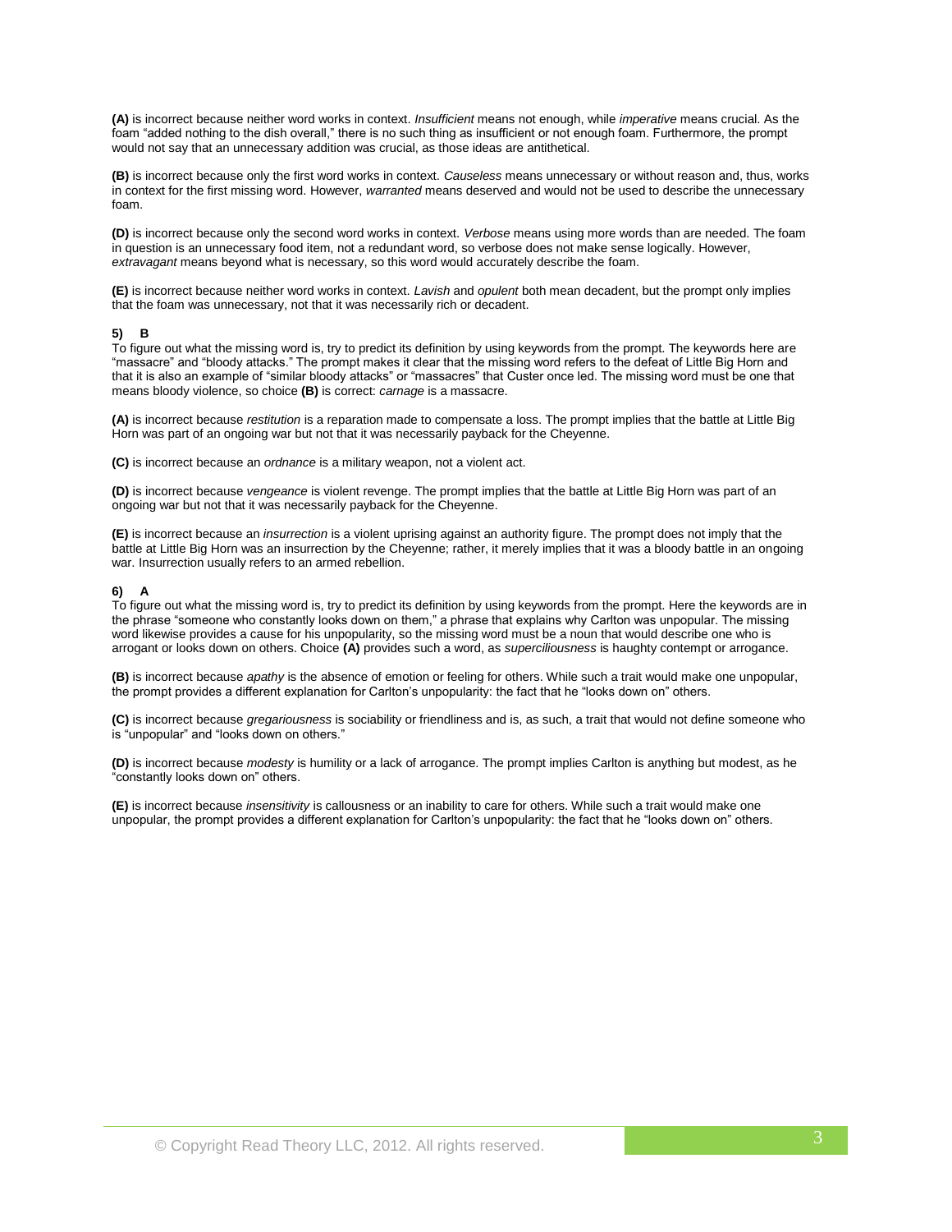**(A)** is incorrect because neither word works in context. *Insufficient* means not enough, while *imperative* means crucial. As the foam "added nothing to the dish overall," there is no such thing as insufficient or not enough foam. Furthermore, the prompt would not say that an unnecessary addition was crucial, as those ideas are antithetical.

**(B)** is incorrect because only the first word works in context. *Causeless* means unnecessary or without reason and, thus, works in context for the first missing word. However, *warranted* means deserved and would not be used to describe the unnecessary foam.

**(D)** is incorrect because only the second word works in context. *Verbose* means using more words than are needed. The foam in question is an unnecessary food item, not a redundant word, so verbose does not make sense logically. However, *extravagant* means beyond what is necessary, so this word would accurately describe the foam.

**(E)** is incorrect because neither word works in context. *Lavish* and *opulent* both mean decadent, but the prompt only implies that the foam was unnecessary, not that it was necessarily rich or decadent.

**5) B**

To figure out what the missing word is, try to predict its definition by using keywords from the prompt. The keywords here are "massacre" and "bloody attacks." The prompt makes it clear that the missing word refers to the defeat of Little Big Horn and that it is also an example of "similar bloody attacks" or "massacres" that Custer once led. The missing word must be one that means bloody violence, so choice **(B)** is correct: *carnage* is a massacre.

**(A)** is incorrect because *restitution* is a reparation made to compensate a loss. The prompt implies that the battle at Little Big Horn was part of an ongoing war but not that it was necessarily payback for the Cheyenne.

**(C)** is incorrect because an *ordnance* is a military weapon, not a violent act.

**(D)** is incorrect because *vengeance* is violent revenge. The prompt implies that the battle at Little Big Horn was part of an ongoing war but not that it was necessarily payback for the Cheyenne.

**(E)** is incorrect because an *insurrection* is a violent uprising against an authority figure. The prompt does not imply that the battle at Little Big Horn was an insurrection by the Cheyenne; rather, it merely implies that it was a bloody battle in an ongoing war. Insurrection usually refers to an armed rebellion.

**6) A**

To figure out what the missing word is, try to predict its definition by using keywords from the prompt. Here the keywords are in the phrase "someone who constantly looks down on them," a phrase that explains why Carlton was unpopular. The missing word likewise provides a cause for his unpopularity, so the missing word must be a noun that would describe one who is arrogant or looks down on others. Choice **(A)** provides such a word, as *superciliousness* is haughty contempt or arrogance.

**(B)** is incorrect because *apathy* is the absence of emotion or feeling for others. While such a trait would make one unpopular, the prompt provides a different explanation for Carlton's unpopularity: the fact that he "looks down on" others.

**(C)** is incorrect because *gregariousness* is sociability or friendliness and is, as such, a trait that would not define someone who is "unpopular" and "looks down on others."

**(D)** is incorrect because *modesty* is humility or a lack of arrogance. The prompt implies Carlton is anything but modest, as he "constantly looks down on" others.

**(E)** is incorrect because *insensitivity* is callousness or an inability to care for others. While such a trait would make one unpopular, the prompt provides a different explanation for Carlton's unpopularity: the fact that he "looks down on" others.